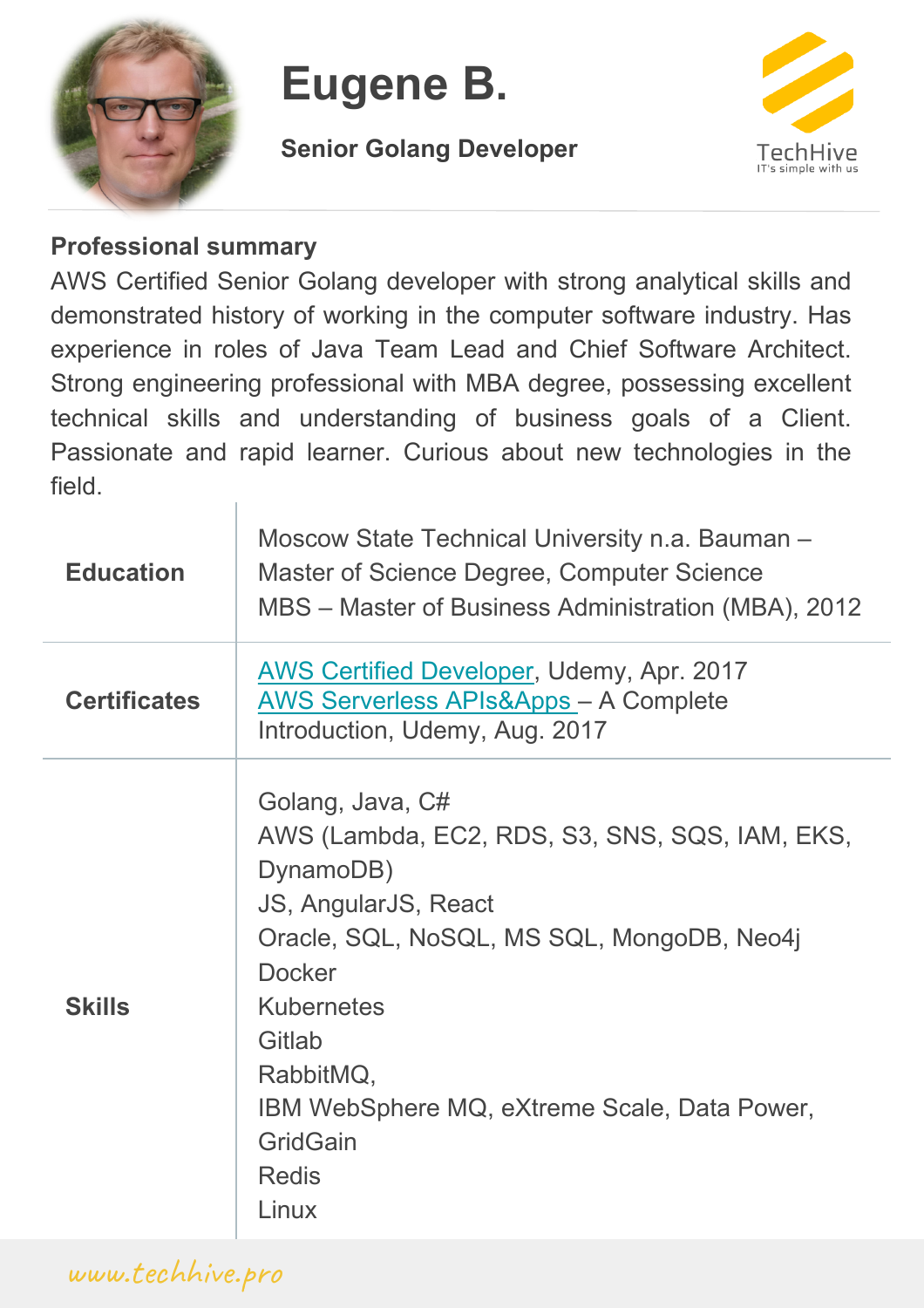# Eugene B.

**Senior Golang Developer**

TechHive
IT's simple with us

## Professional summary

AWS Certified Senior Golang developer with strong analytical skills and demonstrated history of working in the computer software industry. Has experience in roles of Java Team Lead and Chief Software Architect. Strong engineering professional with MBA degree, possessing excellent technical skills and understanding of business goals of a Client. Passionate and rapid learner. Curious about new technologies in the field.

| | |
|---|---|
| **Education** | Moscow State Technical University n.a. Bauman – Master of Science Degree, Computer Science<br>MBS – Master of Business Administration (MBA), 2012 |
| **Certificates** | AWS Certified Developer, Udemy, Apr. 2017<br>AWS Serverless APIs&Apps – A Complete Introduction, Udemy, Aug. 2017 |
| **Skills** | Golang, Java, C#<br>AWS (Lambda, EC2, RDS, S3, SNS, SQS, IAM, EKS, DynamoDB)<br>JS, AngularJS, React<br>Oracle, SQL, NoSQL, MS SQL, MongoDB, Neo4j<br>Docker<br>Kubernetes<br>Gitlab<br>RabbitMQ,<br>IBM WebSphere MQ, eXtreme Scale, Data Power, GridGain<br>Redis<br>Linux |

www.techhive.pro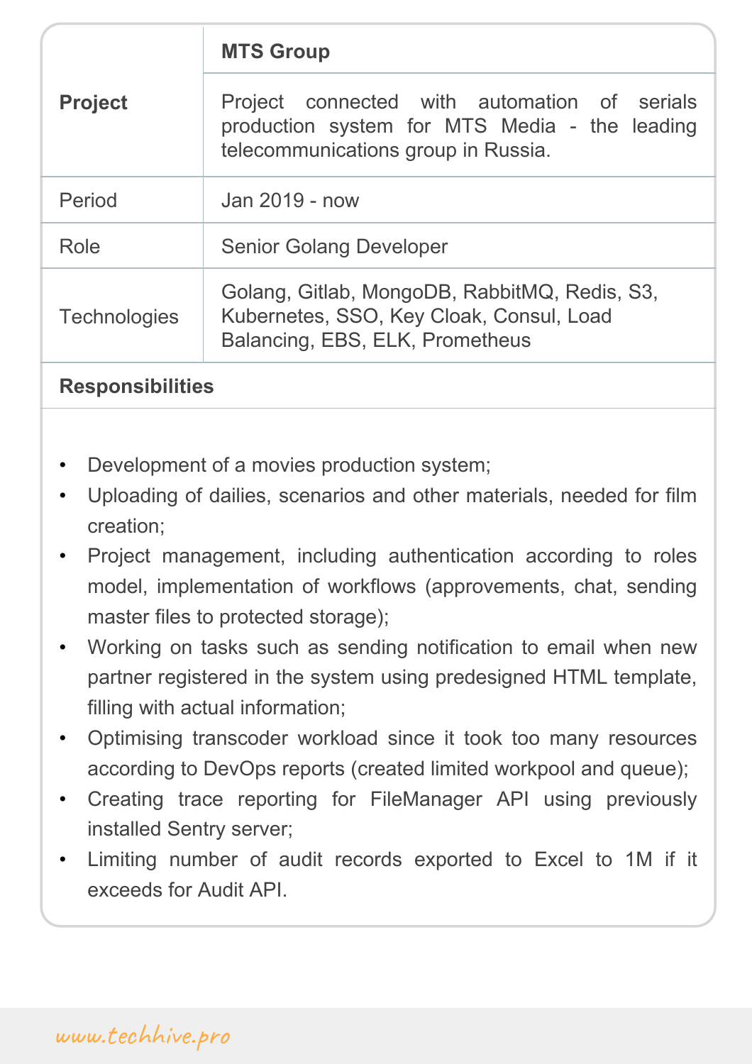| **Project** | **MTS Group** |
| --- | --- |
| | Project connected with automation of serials production system for MTS Media - the leading telecommunications group in Russia. |
| Period | Jan 2019 - now |
| Role | Senior Golang Developer |
| Technologies | Golang, Gitlab, MongoDB, RabbitMQ, Redis, S3, Kubernetes, SSO, Key Cloak, Consul, Load Balancing, EBS, ELK, Prometheus |

**Responsibilities**

- Development of a movies production system;
- Uploading of dailies, scenarios and other materials, needed for film creation;
- Project management, including authentication according to roles model, implementation of workflows (approvements, chat, sending master files to protected storage);
- Working on tasks such as sending notification to email when new partner registered in the system using predesigned HTML template, filling with actual information;
- Optimising transcoder workload since it took too many resources according to DevOps reports (created limited workpool and queue);
- Creating trace reporting for FileManager API using previously installed Sentry server;
- Limiting number of audit records exported to Excel to 1M if it exceeds for Audit API.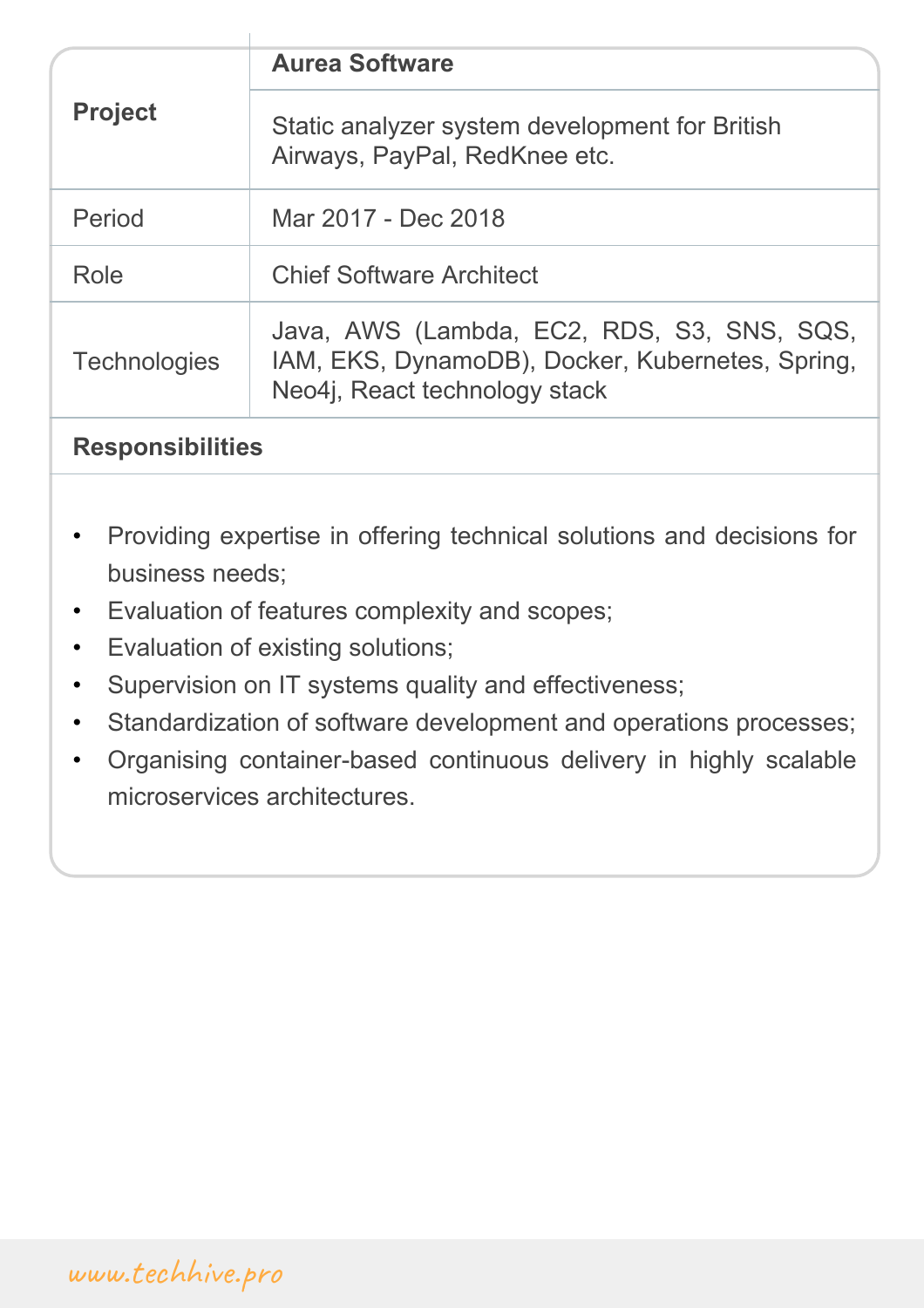| **Project** | **Aurea Software** |
|---|---|
| | Static analyzer system development for British Airways, PayPal, RedKnee etc. |
| Period | Mar 2017 - Dec 2018 |
| Role | Chief Software Architect |
| Technologies | Java, AWS (Lambda, EC2, RDS, S3, SNS, SQS, IAM, EKS, DynamoDB), Docker, Kubernetes, Spring, Neo4j, React technology stack |

**Responsibilities**

- Providing expertise in offering technical solutions and decisions for business needs;
- Evaluation of features complexity and scopes;
- Evaluation of existing solutions;
- Supervision on IT systems quality and effectiveness;
- Standardization of software development and operations processes;
- Organising container-based continuous delivery in highly scalable microservices architectures.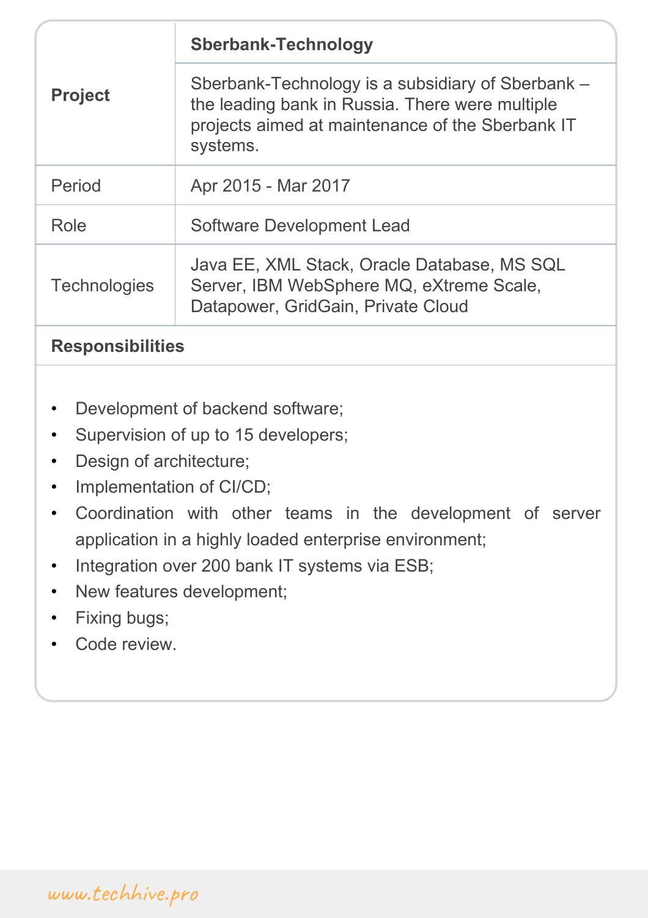| **Project** | **Sberbank-Technology** |
| --- | --- |
| | Sberbank-Technology is a subsidiary of Sberbank – the leading bank in Russia. There were multiple projects aimed at maintenance of the Sberbank IT systems. |
| Period | Apr 2015 - Mar 2017 |
| Role | Software Development Lead |
| Technologies | Java EE, XML Stack, Oracle Database, MS SQL Server, IBM WebSphere MQ, eXtreme Scale, Datapower, GridGain, Private Cloud |

**Responsibilities**

- Development of backend software;
- Supervision of up to 15 developers;
- Design of architecture;
- Implementation of CI/CD;
- Coordination with other teams in the development of server application in a highly loaded enterprise environment;
- Integration over 200 bank IT systems via ESB;
- New features development;
- Fixing bugs;
- Code review.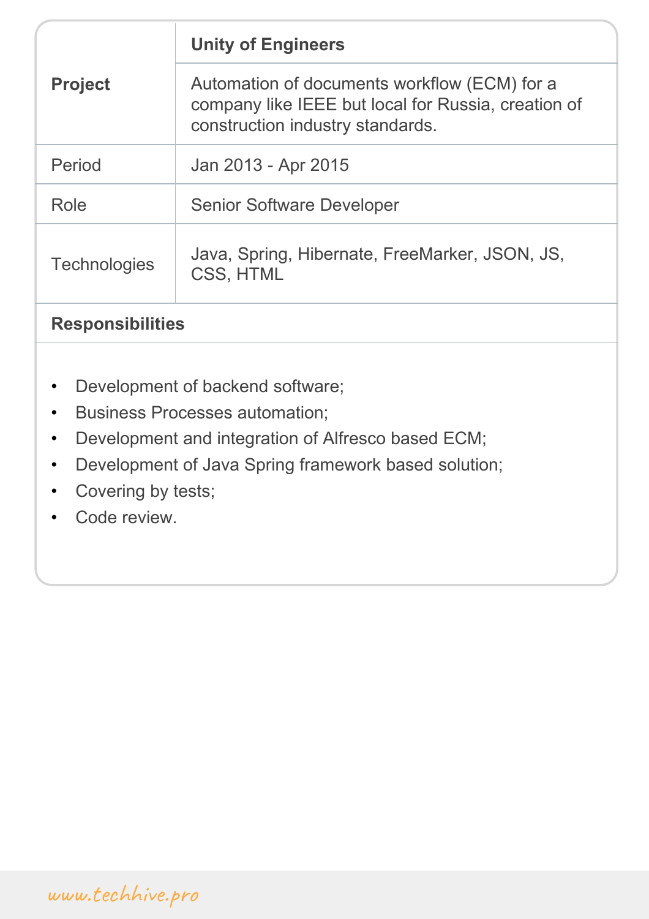| **Project** | **Unity of Engineers** |
| --- | --- |
| | Automation of documents workflow (ECM) for a company like IEEE but local for Russia, creation of construction industry standards. |
| Period | Jan 2013 - Apr 2015 |
| Role | Senior Software Developer |
| Technologies | Java, Spring, Hibernate, FreeMarker, JSON, JS, CSS, HTML |

**Responsibilities**

- Development of backend software;
- Business Processes automation;
- Development and integration of Alfresco based ECM;
- Development of Java Spring framework based solution;
- Covering by tests;
- Code review.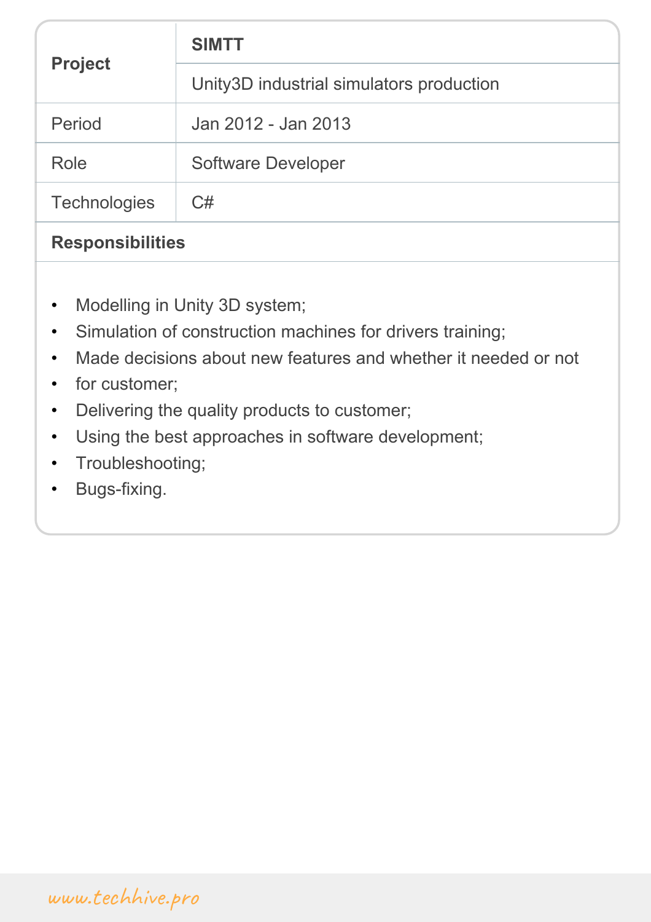| | |
|---|---|
| **Project** | **SIMTT** |
| | Unity3D industrial simulators production |
| Period | Jan 2012 - Jan 2013 |
| Role | Software Developer |
| Technologies | C# |

**Responsibilities**

- Modelling in Unity 3D system;
- Simulation of construction machines for drivers training;
- Made decisions about new features and whether it needed or not
- for customer;
- Delivering the quality products to customer;
- Using the best approaches in software development;
- Troubleshooting;
- Bugs-fixing.